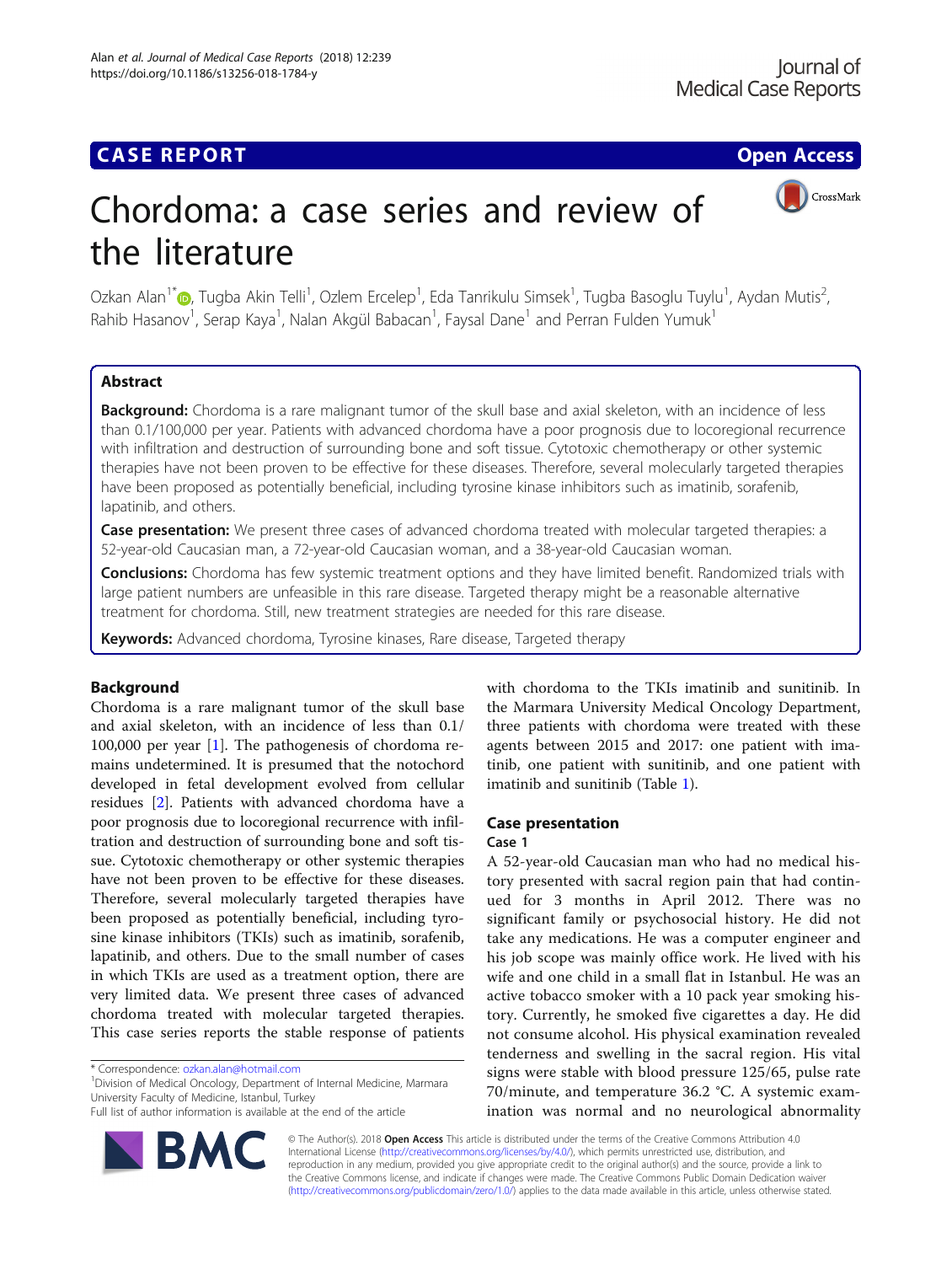CASE REPORT

Open Access

# Chordoma: a case series and review of the literature

Ozkan Alan[1*], Tugba Akin Telli[1], Ozlem Ercelep[1], Eda Tanrikulu Simsek[1], Tugba Basoglu Tuylu[1], Aydan Mutis[2], Rahib Hasanov[1], Serap Kaya[1], Nalan Akgül Babacan[1], Faysal Dane[1] and Perran Fulden Yumuk[1]

## Abstract

**Background:** Chordoma is a rare malignant tumor of the skull base and axial skeleton, with an incidence of less than 0.1/100,000 per year. Patients with advanced chordoma have a poor prognosis due to locoregional recurrence with infiltration and destruction of surrounding bone and soft tissue. Cytotoxic chemotherapy or other systemic therapies have not been proven to be effective for these diseases. Therefore, several molecularly targeted therapies have been proposed as potentially beneficial, including tyrosine kinase inhibitors such as imatinib, sorafenib, lapatinib, and others.

**Case presentation:** We present three cases of advanced chordoma treated with molecular targeted therapies: a 52-year-old Caucasian man, a 72-year-old Caucasian woman, and a 38-year-old Caucasian woman.

**Conclusions:** Chordoma has few systemic treatment options and they have limited benefit. Randomized trials with large patient numbers are unfeasible in this rare disease. Targeted therapy might be a reasonable alternative treatment for chordoma. Still, new treatment strategies are needed for this rare disease.

**Keywords:** Advanced chordoma, Tyrosine kinases, Rare disease, Targeted therapy

## Background

Chordoma is a rare malignant tumor of the skull base and axial skeleton, with an incidence of less than 0.1/100,000 per year [1]. The pathogenesis of chordoma remains undetermined. It is presumed that the notochord developed in fetal development evolved from cellular residues [2]. Patients with advanced chordoma have a poor prognosis due to locoregional recurrence with infiltration and destruction of surrounding bone and soft tissue. Cytotoxic chemotherapy or other systemic therapies have not been proven to be effective for these diseases. Therefore, several molecularly targeted therapies have been proposed as potentially beneficial, including tyrosine kinase inhibitors (TKIs) such as imatinib, sorafenib, lapatinib, and others. Due to the small number of cases in which TKIs are used as a treatment option, there are very limited data. We present three cases of advanced chordoma treated with molecular targeted therapies. This case series reports the stable response of patients with chordoma to the TKIs imatinib and sunitinib. In the Marmara University Medical Oncology Department, three patients with chordoma were treated with these agents between 2015 and 2017: one patient with imatinib, one patient with sunitinib, and one patient with imatinib and sunitinib (Table 1).

## Case presentation

### Case 1

A 52-year-old Caucasian man who had no medical history presented with sacral region pain that had continued for 3 months in April 2012. There was no significant family or psychosocial history. He did not take any medications. He was a computer engineer and his job scope was mainly office work. He lived with his wife and one child in a small flat in Istanbul. He was an active tobacco smoker with a 10 pack year smoking history. Currently, he smoked five cigarettes a day. He did not consume alcohol. His physical examination revealed tenderness and swelling in the sacral region. His vital signs were stable with blood pressure 125/65, pulse rate 70/minute, and temperature 36.2 °C. A systemic examination was normal and no neurological abnormality

\* Correspondence: ozkan.alan@hotmail.com
[1]Division of Medical Oncology, Department of Internal Medicine, Marmara University Faculty of Medicine, Istanbul, Turkey
Full list of author information is available at the end of the article

© The Author(s). 2018 **Open Access** This article is distributed under the terms of the Creative Commons Attribution 4.0 International License (http://creativecommons.org/licenses/by/4.0/), which permits unrestricted use, distribution, and reproduction in any medium, provided you give appropriate credit to the original author(s) and the source, provide a link to the Creative Commons license, and indicate if changes were made. The Creative Commons Public Domain Dedication waiver (http://creativecommons.org/publicdomain/zero/1.0/) applies to the data made available in this article, unless otherwise stated.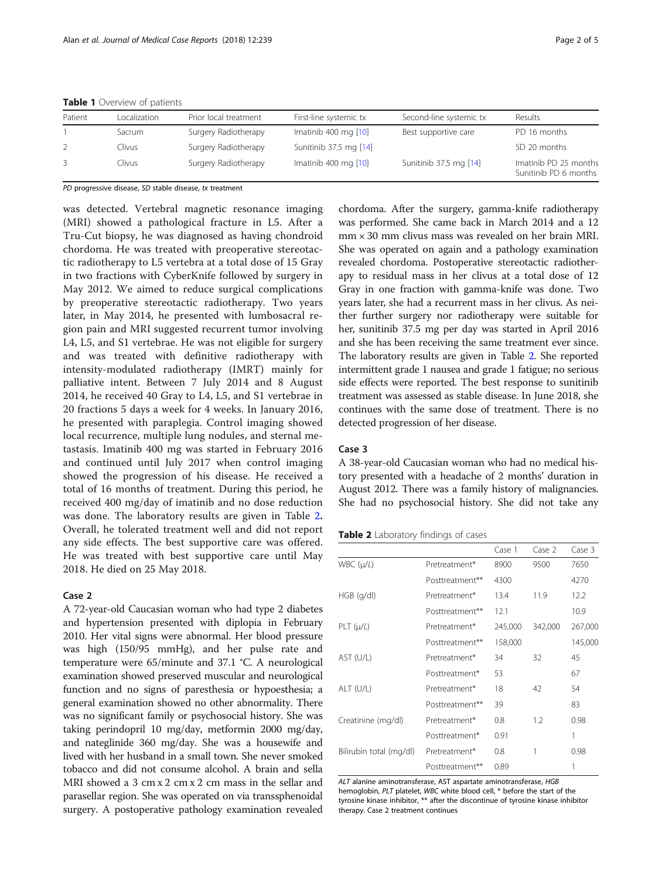**Table 1** Overview of patients

| Patient | Localization | Prior local treatment | First-line systemic tx | Second-line systemic tx | Results |
|---|---|---|---|---|---|
| 1 | Sacrum | Surgery Radiotherapy | Imatinib 400 mg [10] | Best supportive care | PD 16 months |
| 2 | Clivus | Surgery Radiotherapy | Sunitinib 37.5 mg [14] | | SD 20 months |
| 3 | Clivus | Surgery Radiotherapy | Imatinib 400 mg [10] | Sunitinib 37.5 mg [14] | Imatinib PD 25 months Sunitinib PD 6 months |

*PD* progressive disease, *SD* stable disease, *tx* treatment

was detected. Vertebral magnetic resonance imaging (MRI) showed a pathological fracture in L5. After a Tru-Cut biopsy, he was diagnosed as having chondroid chordoma. He was treated with preoperative stereotactic radiotherapy to L5 vertebra at a total dose of 15 Gray in two fractions with CyberKnife followed by surgery in May 2012. We aimed to reduce surgical complications by preoperative stereotactic radiotherapy. Two years later, in May 2014, he presented with lumbosacral region pain and MRI suggested recurrent tumor involving L4, L5, and S1 vertebrae. He was not eligible for surgery and was treated with definitive radiotherapy with intensity-modulated radiotherapy (IMRT) mainly for palliative intent. Between 7 July 2014 and 8 August 2014, he received 40 Gray to L4, L5, and S1 vertebrae in 20 fractions 5 days a week for 4 weeks. In January 2016, he presented with paraplegia. Control imaging showed local recurrence, multiple lung nodules, and sternal metastasis. Imatinib 400 mg was started in February 2016 and continued until July 2017 when control imaging showed the progression of his disease. He received a total of 16 months of treatment. During this period, he received 400 mg/day of imatinib and no dose reduction was done. The laboratory results are given in Table 2. Overall, he tolerated treatment well and did not report any side effects. The best supportive care was offered. He was treated with best supportive care until May 2018. He died on 25 May 2018.

### Case 2

A 72-year-old Caucasian woman who had type 2 diabetes and hypertension presented with diplopia in February 2010. Her vital signs were abnormal. Her blood pressure was high (150/95 mmHg), and her pulse rate and temperature were 65/minute and 37.1 °C. A neurological examination showed preserved muscular and neurological function and no signs of paresthesia or hypoesthesia; a general examination showed no other abnormality. There was no significant family or psychosocial history. She was taking perindopril 10 mg/day, metformin 2000 mg/day, and nateglinide 360 mg/day. She was a housewife and lived with her husband in a small town. She never smoked tobacco and did not consume alcohol. A brain and sella MRI showed a 3 cm x 2 cm x 2 cm mass in the sellar and parasellar region. She was operated on via transsphenoidal surgery. A postoperative pathology examination revealed chordoma. After the surgery, gamma-knife radiotherapy was performed. She came back in March 2014 and a 12 mm × 30 mm clivus mass was revealed on her brain MRI. She was operated on again and a pathology examination revealed chordoma. Postoperative stereotactic radiotherapy to residual mass in her clivus at a total dose of 12 Gray in one fraction with gamma-knife was done. Two years later, she had a recurrent mass in her clivus. As neither further surgery nor radiotherapy were suitable for her, sunitinib 37.5 mg per day was started in April 2016 and she has been receiving the same treatment ever since. The laboratory results are given in Table 2. She reported intermittent grade 1 nausea and grade 1 fatigue; no serious side effects were reported. The best response to sunitinib treatment was assessed as stable disease. In June 2018, she continues with the same dose of treatment. There is no detected progression of her disease.

### Case 3

A 38-year-old Caucasian woman who had no medical history presented with a headache of 2 months' duration in August 2012. There was a family history of malignancies. She had no psychosocial history. She did not take any

**Table 2** Laboratory findings of cases

| | | Case 1 | Case 2 | Case 3 |
|---|---|---|---|---|
| WBC (µ/L) | Pretreatment* | 8900 | 9500 | 7650 |
| | Posttreatment** | 4300 | | 4270 |
| HGB (g/dl) | Pretreatment* | 13.4 | 11.9 | 12.2 |
| | Posttreatment** | 12.1 | | 10.9 |
| PLT (µ/L) | Pretreatment* | 245,000 | 342,000 | 267,000 |
| | Posttreatment** | 158,000 | | 145,000 |
| AST (U/L) | Pretreatment* | 34 | 32 | 45 |
| | Posttreatment* | 53 | | 67 |
| ALT (U/L) | Pretreatment* | 18 | 42 | 54 |
| | Posttreatment** | 39 | | 83 |
| Creatinine (mg/dl) | Pretreatment* | 0.8 | 1.2 | 0.98 |
| | Posttreatment* | 0.91 | | 1 |
| Bilirubin total (mg/dl) | Pretreatment* | 0.8 | 1 | 0.98 |
| | Posttreatment** | 0.89 | | 1 |

*ALT* alanine aminotransferase, *AST* aspartate aminotransferase, *HGB* hemoglobin, *PLT* platelet, *WBC* white blood cell, * before the start of the tyrosine kinase inhibitor, ** after the discontinue of tyrosine kinase inhibitor therapy. Case 2 treatment continues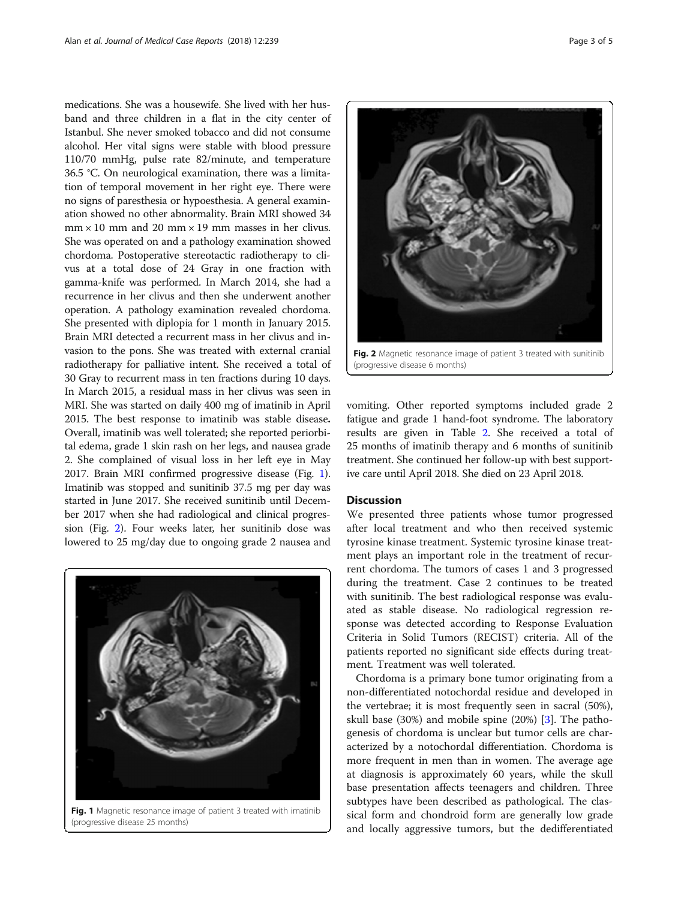medications. She was a housewife. She lived with her husband and three children in a flat in the city center of Istanbul. She never smoked tobacco and did not consume alcohol. Her vital signs were stable with blood pressure 110/70 mmHg, pulse rate 82/minute, and temperature 36.5 °C. On neurological examination, there was a limitation of temporal movement in her right eye. There were no signs of paresthesia or hypoesthesia. A general examination showed no other abnormality. Brain MRI showed 34 mm × 10 mm and 20 mm × 19 mm masses in her clivus. She was operated on and a pathology examination showed chordoma. Postoperative stereotactic radiotherapy to clivus at a total dose of 24 Gray in one fraction with gamma-knife was performed. In March 2014, she had a recurrence in her clivus and then she underwent another operation. A pathology examination revealed chordoma. She presented with diplopia for 1 month in January 2015. Brain MRI detected a recurrent mass in her clivus and invasion to the pons. She was treated with external cranial radiotherapy for palliative intent. She received a total of 30 Gray to recurrent mass in ten fractions during 10 days. In March 2015, a residual mass in her clivus was seen in MRI. She was started on daily 400 mg of imatinib in April 2015. The best response to imatinib was stable disease**.** Overall, imatinib was well tolerated; she reported periorbital edema, grade 1 skin rash on her legs, and nausea grade 2. She complained of visual loss in her left eye in May 2017. Brain MRI confirmed progressive disease (Fig. 1). Imatinib was stopped and sunitinib 37.5 mg per day was started in June 2017. She received sunitinib until December 2017 when she had radiological and clinical progression (Fig. 2). Four weeks later, her sunitinib dose was lowered to 25 mg/day due to ongoing grade 2 nausea and vomiting. Other reported symptoms included grade 2 fatigue and grade 1 hand-foot syndrome. The laboratory results are given in Table 2. She received a total of 25 months of imatinib therapy and 6 months of sunitinib treatment. She continued her follow-up with best supportive care until April 2018. She died on 23 April 2018.

**Fig. 1** Magnetic resonance image of patient 3 treated with imatinib (progressive disease 25 months)

**Fig. 2** Magnetic resonance image of patient 3 treated with sunitinib (progressive disease 6 months)

## Discussion

We presented three patients whose tumor progressed after local treatment and who then received systemic tyrosine kinase treatment. Systemic tyrosine kinase treatment plays an important role in the treatment of recurrent chordoma. The tumors of cases 1 and 3 progressed during the treatment. Case 2 continues to be treated with sunitinib. The best radiological response was evaluated as stable disease. No radiological regression response was detected according to Response Evaluation Criteria in Solid Tumors (RECIST) criteria. All of the patients reported no significant side effects during treatment. Treatment was well tolerated.

Chordoma is a primary bone tumor originating from a non-differentiated notochordal residue and developed in the vertebrae; it is most frequently seen in sacral (50%), skull base (30%) and mobile spine (20%) [3]. The pathogenesis of chordoma is unclear but tumor cells are characterized by a notochordal differentiation. Chordoma is more frequent in men than in women. The average age at diagnosis is approximately 60 years, while the skull base presentation affects teenagers and children. Three subtypes have been described as pathological. The classical form and chondroid form are generally low grade and locally aggressive tumors, but the dedifferentiated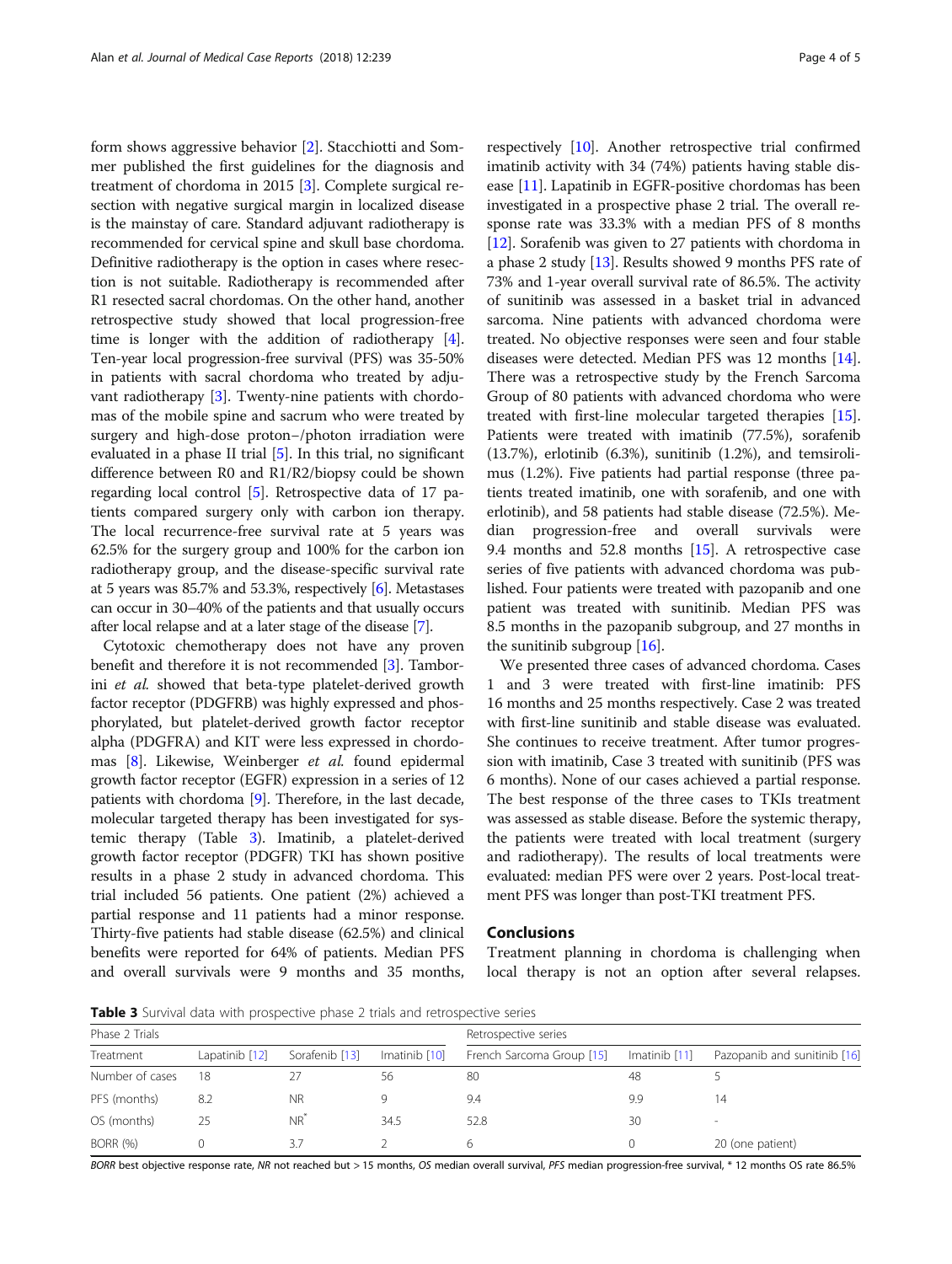form shows aggressive behavior [2]. Stacchiotti and Sommer published the first guidelines for the diagnosis and treatment of chordoma in 2015 [3]. Complete surgical resection with negative surgical margin in localized disease is the mainstay of care. Standard adjuvant radiotherapy is recommended for cervical spine and skull base chordoma. Definitive radiotherapy is the option in cases where resection is not suitable. Radiotherapy is recommended after R1 resected sacral chordomas. On the other hand, another retrospective study showed that local progression-free time is longer with the addition of radiotherapy [4]. Ten-year local progression-free survival (PFS) was 35-50% in patients with sacral chordoma who treated by adjuvant radiotherapy [3]. Twenty-nine patients with chordomas of the mobile spine and sacrum who were treated by surgery and high-dose proton−/photon irradiation were evaluated in a phase II trial [5]. In this trial, no significant difference between R0 and R1/R2/biopsy could be shown regarding local control [5]. Retrospective data of 17 patients compared surgery only with carbon ion therapy. The local recurrence-free survival rate at 5 years was 62.5% for the surgery group and 100% for the carbon ion radiotherapy group, and the disease-specific survival rate at 5 years was 85.7% and 53.3%, respectively [6]. Metastases can occur in 30–40% of the patients and that usually occurs after local relapse and at a later stage of the disease [7].

Cytotoxic chemotherapy does not have any proven benefit and therefore it is not recommended [3]. Tamborini *et al.* showed that beta-type platelet-derived growth factor receptor (PDGFRB) was highly expressed and phosphorylated, but platelet-derived growth factor receptor alpha (PDGFRA) and KIT were less expressed in chordomas [8]. Likewise, Weinberger *et al.* found epidermal growth factor receptor (EGFR) expression in a series of 12 patients with chordoma [9]. Therefore, in the last decade, molecular targeted therapy has been investigated for systemic therapy (Table 3). Imatinib, a platelet-derived growth factor receptor (PDGFR) TKI has shown positive results in a phase 2 study in advanced chordoma. This trial included 56 patients. One patient (2%) achieved a partial response and 11 patients had a minor response. Thirty-five patients had stable disease (62.5%) and clinical benefits were reported for 64% of patients. Median PFS and overall survivals were 9 months and 35 months, respectively [10]. Another retrospective trial confirmed imatinib activity with 34 (74%) patients having stable disease [11]. Lapatinib in EGFR-positive chordomas has been investigated in a prospective phase 2 trial. The overall response rate was 33.3% with a median PFS of 8 months [12]. Sorafenib was given to 27 patients with chordoma in a phase 2 study [13]. Results showed 9 months PFS rate of 73% and 1-year overall survival rate of 86.5%. The activity of sunitinib was assessed in a basket trial in advanced sarcoma. Nine patients with advanced chordoma were treated. No objective responses were seen and four stable diseases were detected. Median PFS was 12 months [14]. There was a retrospective study by the French Sarcoma Group of 80 patients with advanced chordoma who were treated with first-line molecular targeted therapies [15]. Patients were treated with imatinib (77.5%), sorafenib (13.7%), erlotinib (6.3%), sunitinib (1.2%), and temsirolimus (1.2%). Five patients had partial response (three patients treated imatinib, one with sorafenib, and one with erlotinib), and 58 patients had stable disease (72.5%). Median progression-free and overall survivals were 9.4 months and 52.8 months [15]. A retrospective case series of five patients with advanced chordoma was published. Four patients were treated with pazopanib and one patient was treated with sunitinib. Median PFS was 8.5 months in the pazopanib subgroup, and 27 months in the sunitinib subgroup [16].

We presented three cases of advanced chordoma. Cases 1 and 3 were treated with first-line imatinib: PFS 16 months and 25 months respectively. Case 2 was treated with first-line sunitinib and stable disease was evaluated. She continues to receive treatment. After tumor progression with imatinib, Case 3 treated with sunitinib (PFS was 6 months). None of our cases achieved a partial response. The best response of the three cases to TKIs treatment was assessed as stable disease. Before the systemic therapy, the patients were treated with local treatment (surgery and radiotherapy). The results of local treatments were evaluated: median PFS were over 2 years. Post-local treatment PFS was longer than post-TKI treatment PFS.

## Conclusions

Treatment planning in chordoma is challenging when local therapy is not an option after several relapses.

**Table 3** Survival data with prospective phase 2 trials and retrospective series

| Phase 2 Trials | | | | Retrospective series | | |
|---|---|---|---|---|---|---|
| Treatment | Lapatinib [12] | Sorafenib [13] | Imatinib [10] | French Sarcoma Group [15] | Imatinib [11] | Pazopanib and sunitinib [16] |
| Number of cases | 18 | 27 | 56 | 80 | 48 | 5 |
| PFS (months) | 8.2 | NR | 9 | 9.4 | 9.9 | 14 |
| OS (months) | 25 | NR* | 34.5 | 52.8 | 30 | - |
| BORR (%) | 0 | 3.7 | 2 | 6 | 0 | 20 (one patient) |

*BORR* best objective response rate, *NR* not reached but > 15 months, *OS* median overall survival, *PFS* median progression-free survival, * 12 months OS rate 86.5%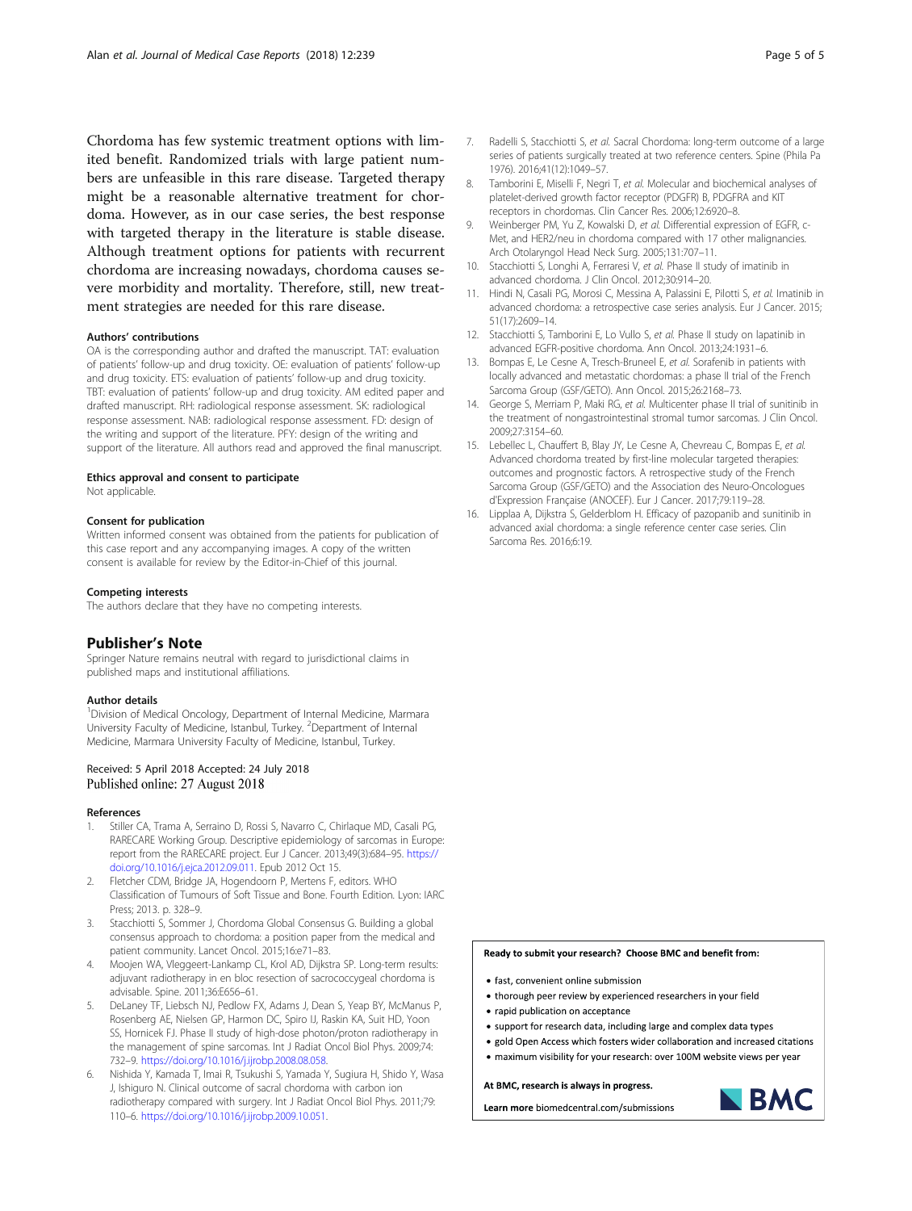Chordoma has few systemic treatment options with limited benefit. Randomized trials with large patient numbers are unfeasible in this rare disease. Targeted therapy might be a reasonable alternative treatment for chordoma. However, as in our case series, the best response with targeted therapy in the literature is stable disease. Although treatment options for patients with recurrent chordoma are increasing nowadays, chordoma causes severe morbidity and mortality. Therefore, still, new treatment strategies are needed for this rare disease.

#### Authors' contributions

OA is the corresponding author and drafted the manuscript. TAT: evaluation of patients' follow-up and drug toxicity. OE: evaluation of patients' follow-up and drug toxicity. ETS: evaluation of patients' follow-up and drug toxicity. TBT: evaluation of patients' follow-up and drug toxicity. AM edited paper and drafted manuscript. RH: radiological response assessment. SK: radiological response assessment. NAB: radiological response assessment. FD: design of the writing and support of the literature. PFY: design of the writing and support of the literature. All authors read and approved the final manuscript.

#### Ethics approval and consent to participate

Not applicable.

#### Consent for publication

Written informed consent was obtained from the patients for publication of this case report and any accompanying images. A copy of the written consent is available for review by the Editor-in-Chief of this journal.

#### Competing interests

The authors declare that they have no competing interests.

### Publisher's Note

Springer Nature remains neutral with regard to jurisdictional claims in published maps and institutional affiliations.

#### Author details

[1]Division of Medical Oncology, Department of Internal Medicine, Marmara University Faculty of Medicine, Istanbul, Turkey. [2]Department of Internal Medicine, Marmara University Faculty of Medicine, Istanbul, Turkey.

Received: 5 April 2018 Accepted: 24 July 2018
Published online: 27 August 2018

#### References

1. Stiller CA, Trama A, Serraino D, Rossi S, Navarro C, Chirlaque MD, Casali PG, RARECARE Working Group. Descriptive epidemiology of sarcomas in Europe: report from the RARECARE project. Eur J Cancer. 2013;49(3):684–95. https://doi.org/10.1016/j.ejca.2012.09.011. Epub 2012 Oct 15.
2. Fletcher CDM, Bridge JA, Hogendoorn P, Mertens F, editors. WHO Classification of Tumours of Soft Tissue and Bone. Fourth Edition. Lyon: IARC Press; 2013. p. 328–9.
3. Stacchiotti S, Sommer J, Chordoma Global Consensus G. Building a global consensus approach to chordoma: a position paper from the medical and patient community. Lancet Oncol. 2015;16:e71–83.
4. Moojen WA, Vleggeert-Lankamp CL, Krol AD, Dijkstra SP. Long-term results: adjuvant radiotherapy in en bloc resection of sacrococcygeal chordoma is advisable. Spine. 2011;36:E656–61.
5. DeLaney TF, Liebsch NJ, Pedlow FX, Adams J, Dean S, Yeap BY, McManus P, Rosenberg AE, Nielsen GP, Harmon DC, Spiro IJ, Raskin KA, Suit HD, Yoon SS, Hornicek FJ. Phase II study of high-dose photon/proton radiotherapy in the management of spine sarcomas. Int J Radiat Oncol Biol Phys. 2009;74:732–9. https://doi.org/10.1016/j.ijrobp.2008.08.058.
6. Nishida Y, Kamada T, Imai R, Tsukushi S, Yamada Y, Sugiura H, Shido Y, Wasa J, Ishiguro N. Clinical outcome of sacral chordoma with carbon ion radiotherapy compared with surgery. Int J Radiat Oncol Biol Phys. 2011;79:110–6. https://doi.org/10.1016/j.ijrobp.2009.10.051.
7. Radelli S, Stacchiotti S, *et al.* Sacral Chordoma: long-term outcome of a large series of patients surgically treated at two reference centers. Spine (Phila Pa 1976). 2016;41(12):1049–57.
8. Tamborini E, Miselli F, Negri T, *et al.* Molecular and biochemical analyses of platelet-derived growth factor receptor (PDGFR) B, PDGFRA and KIT receptors in chordomas. Clin Cancer Res. 2006;12:6920–8.
9. Weinberger PM, Yu Z, Kowalski D, *et al.* Differential expression of EGFR, c-Met, and HER2/neu in chordoma compared with 17 other malignancies. Arch Otolaryngol Head Neck Surg. 2005;131:707–11.
10. Stacchiotti S, Longhi A, Ferraresi V, *et al.* Phase II study of imatinib in advanced chordoma. J Clin Oncol. 2012;30:914–20.
11. Hindi N, Casali PG, Morosi C, Messina A, Palassini E, Pilotti S, *et al.* Imatinib in advanced chordoma: a retrospective case series analysis. Eur J Cancer. 2015;51(17):2609–14.
12. Stacchiotti S, Tamborini E, Lo Vullo S, *et al.* Phase II study on lapatinib in advanced EGFR-positive chordoma. Ann Oncol. 2013;24:1931–6.
13. Bompas E, Le Cesne A, Tresch-Bruneel E, *et al.* Sorafenib in patients with locally advanced and metastatic chordomas: a phase II trial of the French Sarcoma Group (GSF/GETO). Ann Oncol. 2015;26:2168–73.
14. George S, Merriam P, Maki RG, *et al.* Multicenter phase II trial of sunitinib in the treatment of nongastrointestinal stromal tumor sarcomas. J Clin Oncol. 2009;27:3154–60.
15. Lebellec L, Chauffert B, Blay JY, Le Cesne A, Chevreau C, Bompas E, *et al.* Advanced chordoma treated by first-line molecular targeted therapies: outcomes and prognostic factors. A retrospective study of the French Sarcoma Group (GSF/GETO) and the Association des Neuro-Oncologues d'Expression Française (ANOCEF). Eur J Cancer. 2017;79:119–28.
16. Lipplaa A, Dijkstra S, Gelderblom H. Efficacy of pazopanib and sunitinib in advanced axial chordoma: a single reference center case series. Clin Sarcoma Res. 2016;6:19.